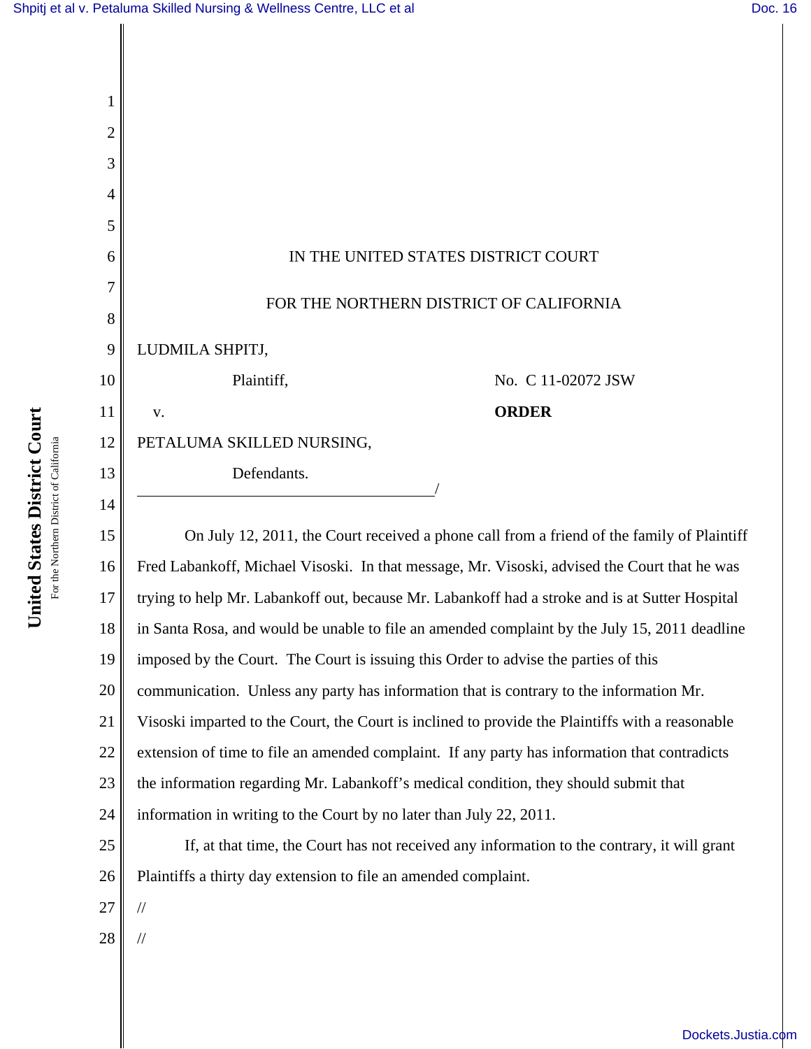IN THE UNITED STATES DISTRICT COURT

FOR THE NORTHERN DISTRICT OF CALIFORNIA

LUDMILA SHPITJ,

Plaintiff,

v.

PETALUMA SKILLED NURSING,

Defendants.

No. C 11-02072 JSW

**ORDER**

On July 12, 2011, the Court received a phone call from a friend of the family of Plaintiff Fred Labankoff, Michael Visoski. In that message, Mr. Visoski, advised the Court that he was trying to help Mr. Labankoff out, because Mr. Labankoff had a stroke and is at Sutter Hospital in Santa Rosa, and would be unable to file an amended complaint by the July 15, 2011 deadline imposed by the Court. The Court is issuing this Order to advise the parties of this communication. Unless any party has information that is contrary to the information Mr. Visoski imparted to the Court, the Court is inclined to provide the Plaintiffs with a reasonable extension of time to file an amended complaint. If any party has information that contradicts the information regarding Mr. Labankoff's medical condition, they should submit that information in writing to the Court by no later than July 22, 2011.

If, at that time, the Court has not received any information to the contrary, it will grant Plaintiffs a thirty day extension to file an amended complaint.

//

//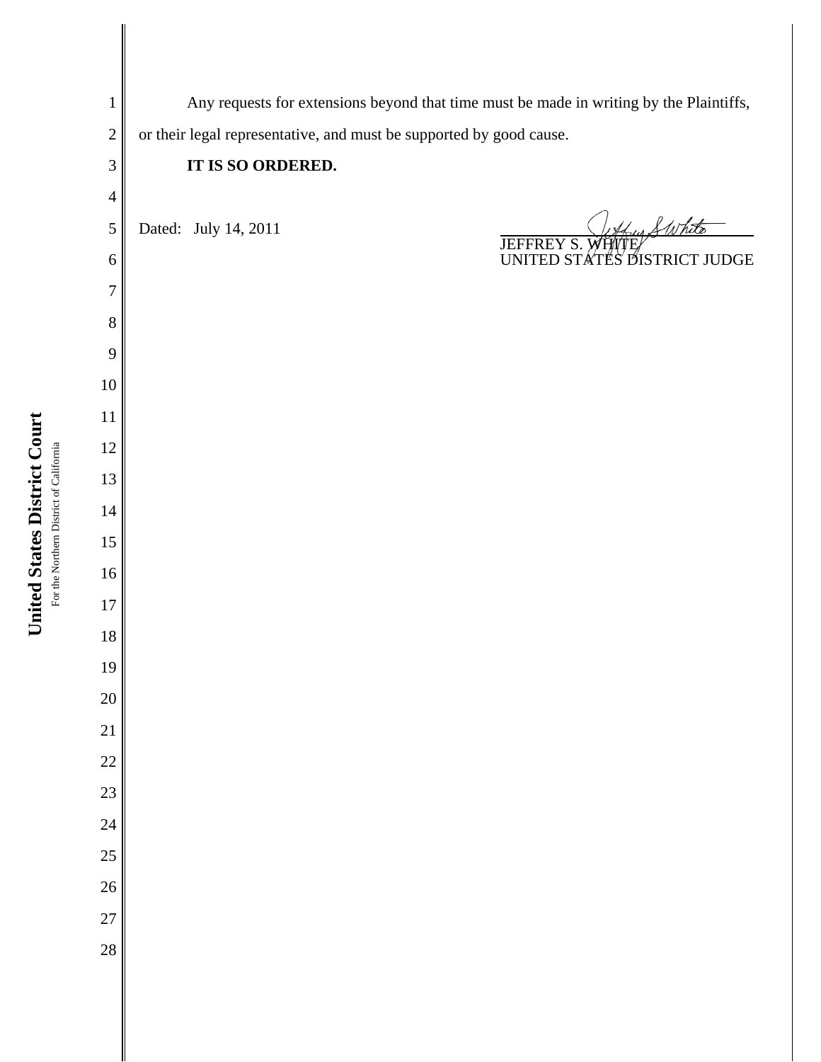Any requests for extensions beyond that time must be made in writing by the Plaintiffs, or their legal representative, and must be supported by good cause.

**IT IS SO ORDERED.**

Dated: July 14, 2011

JEFFREY S. WHITE
UNITED STATES DISTRICT JUDGE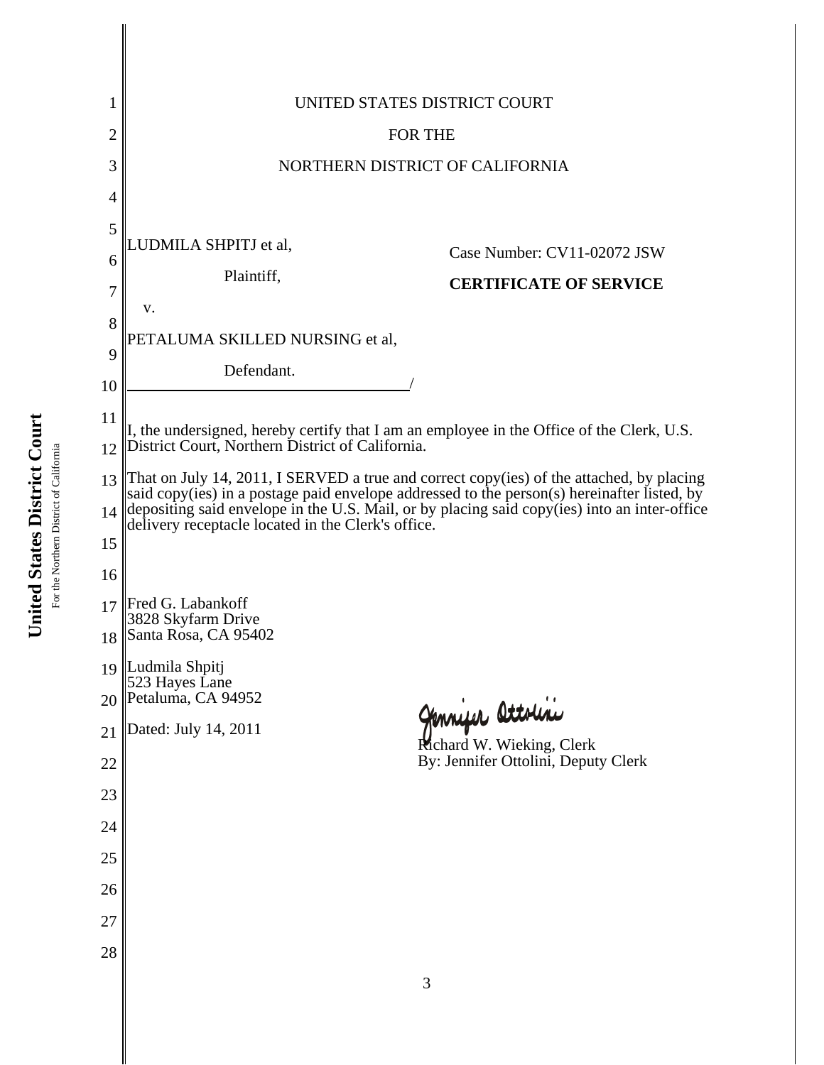UNITED STATES DISTRICT COURT

FOR THE

NORTHERN DISTRICT OF CALIFORNIA

LUDMILA SHPITJ et al,

Plaintiff,

v.

PETALUMA SKILLED NURSING et al,

Defendant.
______________________________________/

Case Number: CV11-02072 JSW

**CERTIFICATE OF SERVICE**

I, the undersigned, hereby certify that I am an employee in the Office of the Clerk, U.S. District Court, Northern District of California.

That on July 14, 2011, I SERVED a true and correct copy(ies) of the attached, by placing said copy(ies) in a postage paid envelope addressed to the person(s) hereinafter listed, by depositing said envelope in the U.S. Mail, or by placing said copy(ies) into an inter-office delivery receptacle located in the Clerk's office.

Fred G. Labankoff
3828 Skyfarm Drive
Santa Rosa, CA 95402

Ludmila Shpitj
523 Hayes Lane
Petaluma, CA 94952

Dated: July 14, 2011

Jennifer Ottolini
Richard W. Wieking, Clerk
By: Jennifer Ottolini, Deputy Clerk